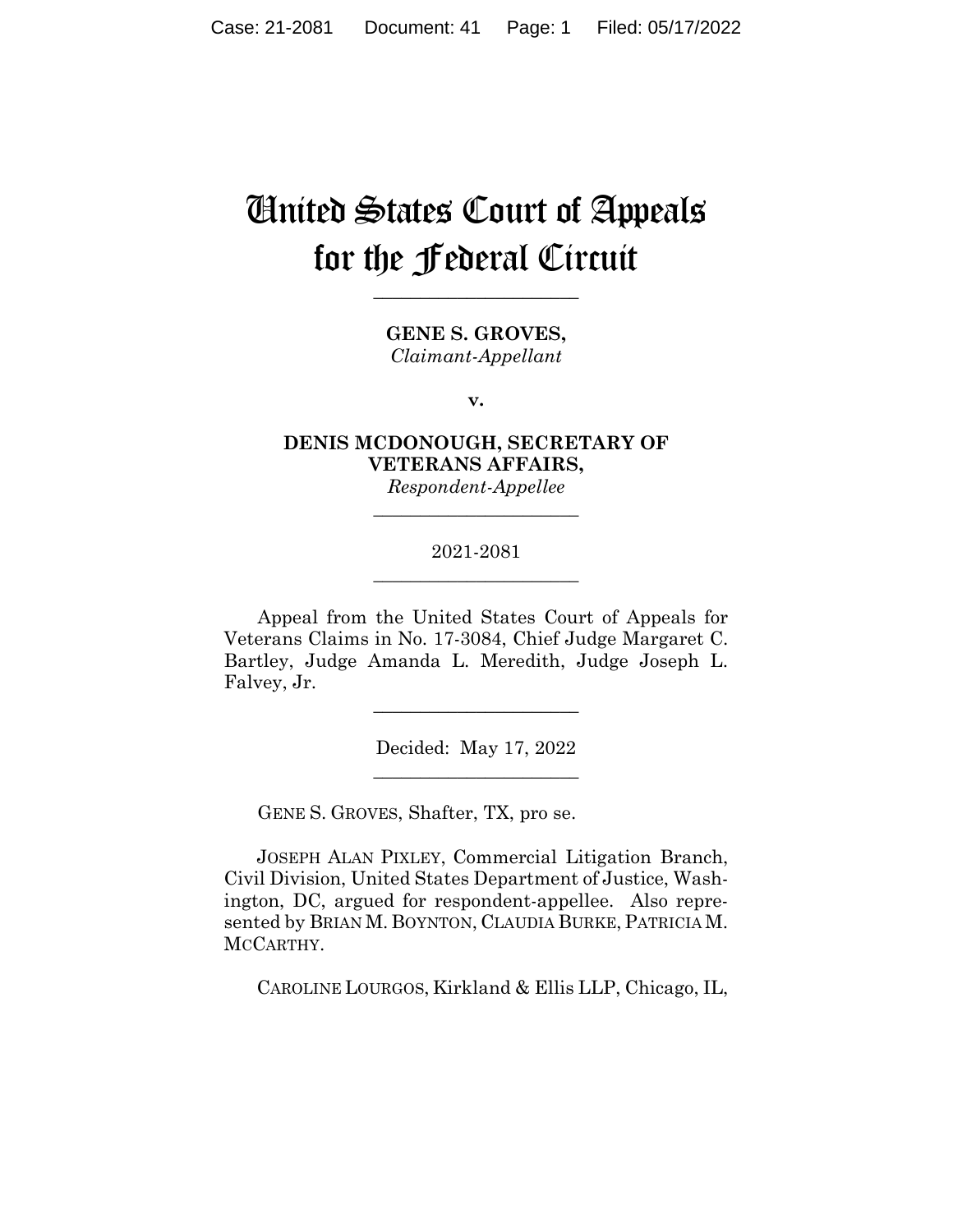# United States Court of Appeals for the Federal Circuit

______________________

**GENE S. GROVES,**
*Claimant-Appellant*

**v.**

**DENIS MCDONOUGH, SECRETARY OF VETERANS AFFAIRS,**
*Respondent-Appellee*

______________________

2021-2081

______________________

Appeal from the United States Court of Appeals for Veterans Claims in No. 17-3084, Chief Judge Margaret C. Bartley, Judge Amanda L. Meredith, Judge Joseph L. Falvey, Jr.

______________________

Decided: May 17, 2022

______________________

GENE S. GROVES, Shafter, TX, pro se.

JOSEPH ALAN PIXLEY, Commercial Litigation Branch, Civil Division, United States Department of Justice, Washington, DC, argued for respondent-appellee. Also represented by BRIAN M. BOYNTON, CLAUDIA BURKE, PATRICIA M. MCCARTHY.

CAROLINE LOURGOS, Kirkland & Ellis LLP, Chicago, IL,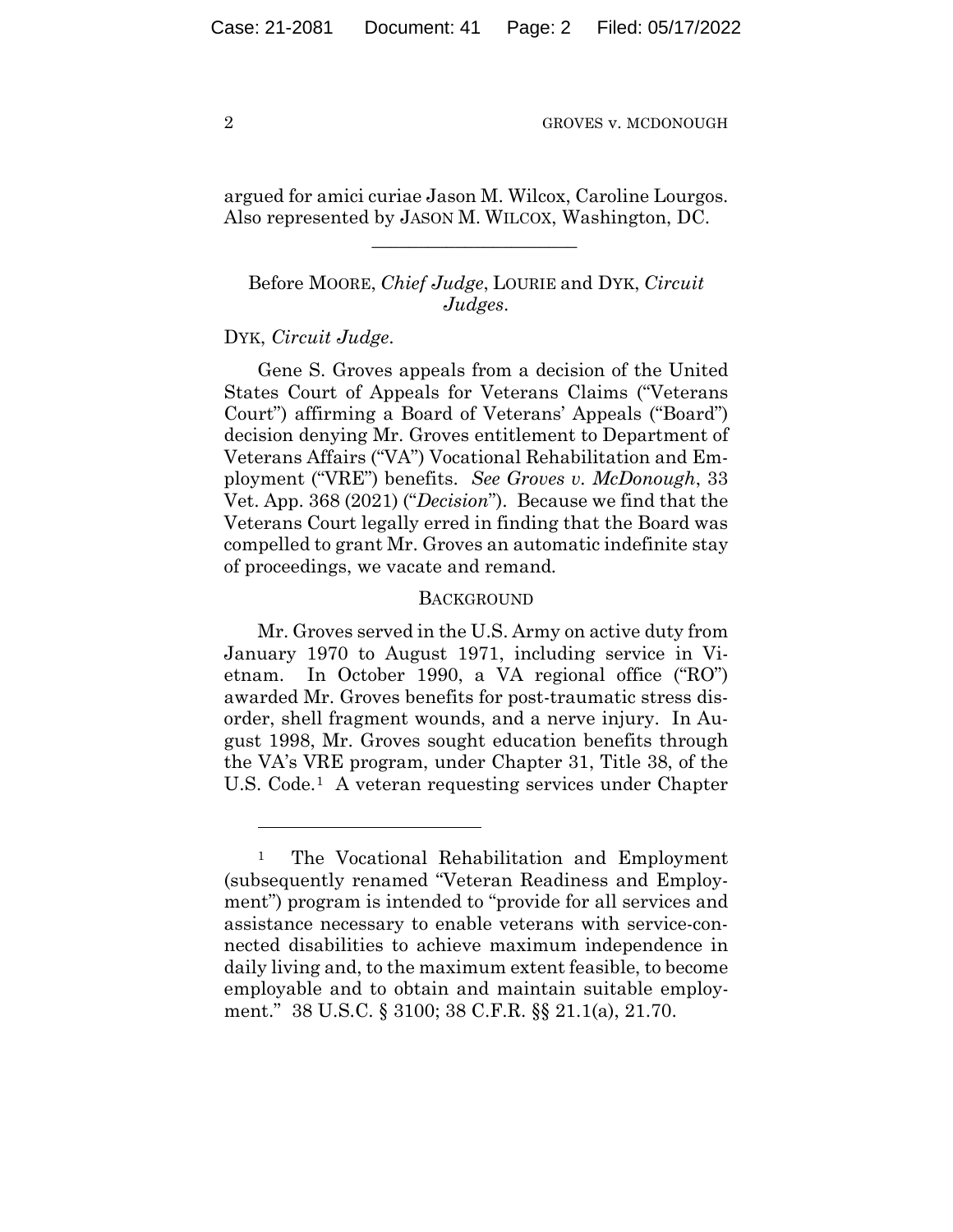argued for amici curiae Jason M. Wilcox, Caroline Lourgos. Also represented by JASON M. WILCOX, Washington, DC.

---

Before MOORE, *Chief Judge*, LOURIE and DYK, *Circuit Judges*.

DYK, *Circuit Judge*.

Gene S. Groves appeals from a decision of the United States Court of Appeals for Veterans Claims ("Veterans Court") affirming a Board of Veterans' Appeals ("Board") decision denying Mr. Groves entitlement to Department of Veterans Affairs ("VA") Vocational Rehabilitation and Employment ("VRE") benefits. *See Groves v. McDonough*, 33 Vet. App. 368 (2021) ("*Decision*"). Because we find that the Veterans Court legally erred in finding that the Board was compelled to grant Mr. Groves an automatic indefinite stay of proceedings, we vacate and remand.

## BACKGROUND

Mr. Groves served in the U.S. Army on active duty from January 1970 to August 1971, including service in Vietnam. In October 1990, a VA regional office ("RO") awarded Mr. Groves benefits for post-traumatic stress disorder, shell fragment wounds, and a nerve injury. In August 1998, Mr. Groves sought education benefits through the VA's VRE program, under Chapter 31, Title 38, of the U.S. Code.[1] A veteran requesting services under Chapter

---

[1] The Vocational Rehabilitation and Employment (subsequently renamed "Veteran Readiness and Employment") program is intended to "provide for all services and assistance necessary to enable veterans with service-connected disabilities to achieve maximum independence in daily living and, to the maximum extent feasible, to become employable and to obtain and maintain suitable employment." 38 U.S.C. § 3100; 38 C.F.R. §§ 21.1(a), 21.70.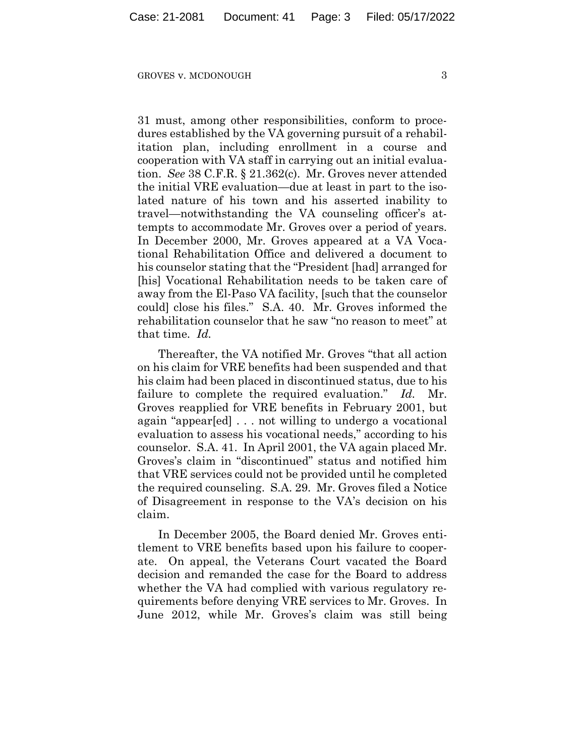31 must, among other responsibilities, conform to procedures established by the VA governing pursuit of a rehabilitation plan, including enrollment in a course and cooperation with VA staff in carrying out an initial evaluation. *See* 38 C.F.R. § 21.362(c). Mr. Groves never attended the initial VRE evaluation—due at least in part to the isolated nature of his town and his asserted inability to travel—notwithstanding the VA counseling officer's attempts to accommodate Mr. Groves over a period of years. In December 2000, Mr. Groves appeared at a VA Vocational Rehabilitation Office and delivered a document to his counselor stating that the "President [had] arranged for [his] Vocational Rehabilitation needs to be taken care of away from the El-Paso VA facility, [such that the counselor could] close his files." S.A. 40. Mr. Groves informed the rehabilitation counselor that he saw "no reason to meet" at that time. *Id.*

Thereafter, the VA notified Mr. Groves "that all action on his claim for VRE benefits had been suspended and that his claim had been placed in discontinued status, due to his failure to complete the required evaluation." *Id.* Mr. Groves reapplied for VRE benefits in February 2001, but again "appear[ed] . . . not willing to undergo a vocational evaluation to assess his vocational needs," according to his counselor. S.A. 41. In April 2001, the VA again placed Mr. Groves's claim in "discontinued" status and notified him that VRE services could not be provided until he completed the required counseling. S.A. 29. Mr. Groves filed a Notice of Disagreement in response to the VA's decision on his claim.

In December 2005, the Board denied Mr. Groves entitlement to VRE benefits based upon his failure to cooperate. On appeal, the Veterans Court vacated the Board decision and remanded the case for the Board to address whether the VA had complied with various regulatory requirements before denying VRE services to Mr. Groves. In June 2012, while Mr. Groves's claim was still being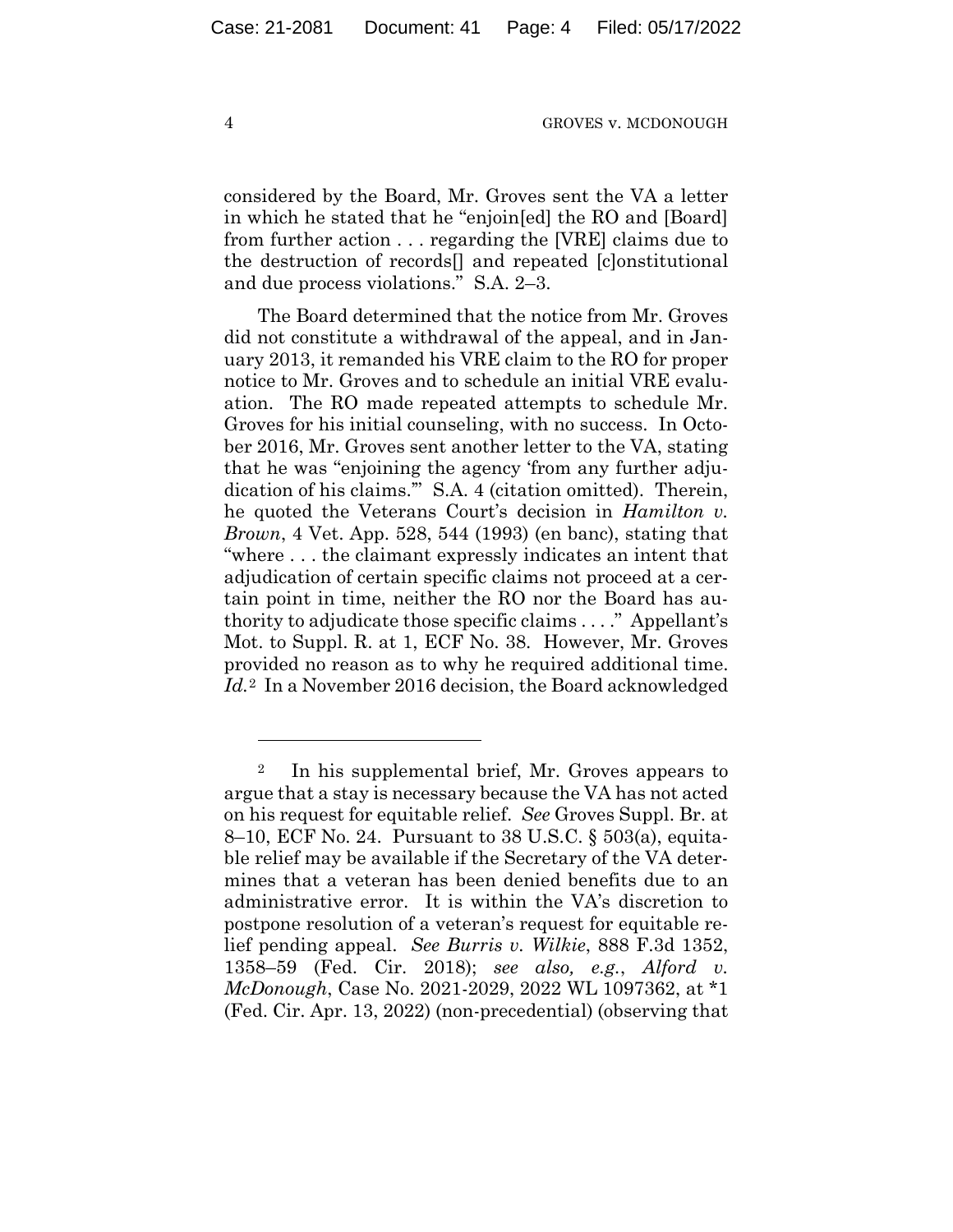considered by the Board, Mr. Groves sent the VA a letter in which he stated that he "enjoin[ed] the RO and [Board] from further action . . . regarding the [VRE] claims due to the destruction of records[] and repeated [c]onstitutional and due process violations." S.A. 2–3.

The Board determined that the notice from Mr. Groves did not constitute a withdrawal of the appeal, and in January 2013, it remanded his VRE claim to the RO for proper notice to Mr. Groves and to schedule an initial VRE evaluation. The RO made repeated attempts to schedule Mr. Groves for his initial counseling, with no success. In October 2016, Mr. Groves sent another letter to the VA, stating that he was "enjoining the agency 'from any further adjudication of his claims.'" S.A. 4 (citation omitted). Therein, he quoted the Veterans Court's decision in *Hamilton v. Brown*, 4 Vet. App. 528, 544 (1993) (en banc), stating that "where . . . the claimant expressly indicates an intent that adjudication of certain specific claims not proceed at a certain point in time, neither the RO nor the Board has authority to adjudicate those specific claims . . . ." Appellant's Mot. to Suppl. R. at 1, ECF No. 38. However, Mr. Groves provided no reason as to why he required additional time. *Id.*[2] In a November 2016 decision, the Board acknowledged

---

[2] In his supplemental brief, Mr. Groves appears to argue that a stay is necessary because the VA has not acted on his request for equitable relief. *See* Groves Suppl. Br. at 8–10, ECF No. 24. Pursuant to 38 U.S.C. § 503(a), equitable relief may be available if the Secretary of the VA determines that a veteran has been denied benefits due to an administrative error. It is within the VA's discretion to postpone resolution of a veteran's request for equitable relief pending appeal. *See Burris v. Wilkie*, 888 F.3d 1352, 1358–59 (Fed. Cir. 2018); *see also, e.g.*, *Alford v. McDonough*, Case No. 2021-2029, 2022 WL 1097362, at *1 (Fed. Cir. Apr. 13, 2022) (non-precedential) (observing that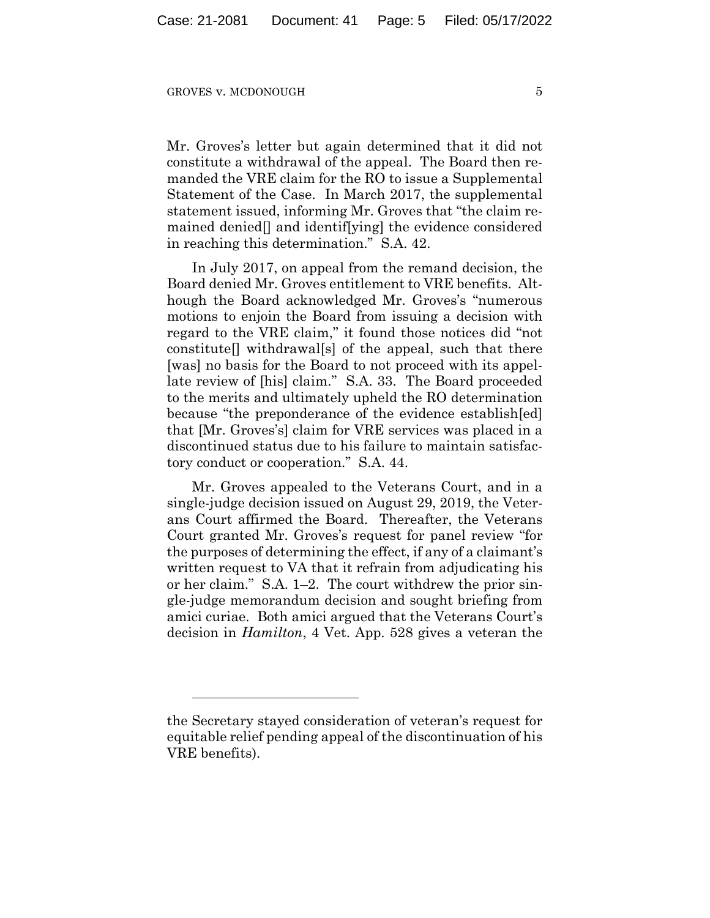Mr. Groves's letter but again determined that it did not constitute a withdrawal of the appeal. The Board then remanded the VRE claim for the RO to issue a Supplemental Statement of the Case. In March 2017, the supplemental statement issued, informing Mr. Groves that "the claim remained denied[] and identif[ying] the evidence considered in reaching this determination." S.A. 42.

In July 2017, on appeal from the remand decision, the Board denied Mr. Groves entitlement to VRE benefits. Although the Board acknowledged Mr. Groves's "numerous motions to enjoin the Board from issuing a decision with regard to the VRE claim," it found those notices did "not constitute[] withdrawal[s] of the appeal, such that there [was] no basis for the Board to not proceed with its appellate review of [his] claim." S.A. 33. The Board proceeded to the merits and ultimately upheld the RO determination because "the preponderance of the evidence establish[ed] that [Mr. Groves's] claim for VRE services was placed in a discontinued status due to his failure to maintain satisfactory conduct or cooperation." S.A. 44.

Mr. Groves appealed to the Veterans Court, and in a single-judge decision issued on August 29, 2019, the Veterans Court affirmed the Board. Thereafter, the Veterans Court granted Mr. Groves's request for panel review "for the purposes of determining the effect, if any of a claimant's written request to VA that it refrain from adjudicating his or her claim." S.A. 1–2. The court withdrew the prior single-judge memorandum decision and sought briefing from amici curiae. Both amici argued that the Veterans Court's decision in *Hamilton*, 4 Vet. App. 528 gives a veteran the

---

the Secretary stayed consideration of veteran's request for equitable relief pending appeal of the discontinuation of his VRE benefits).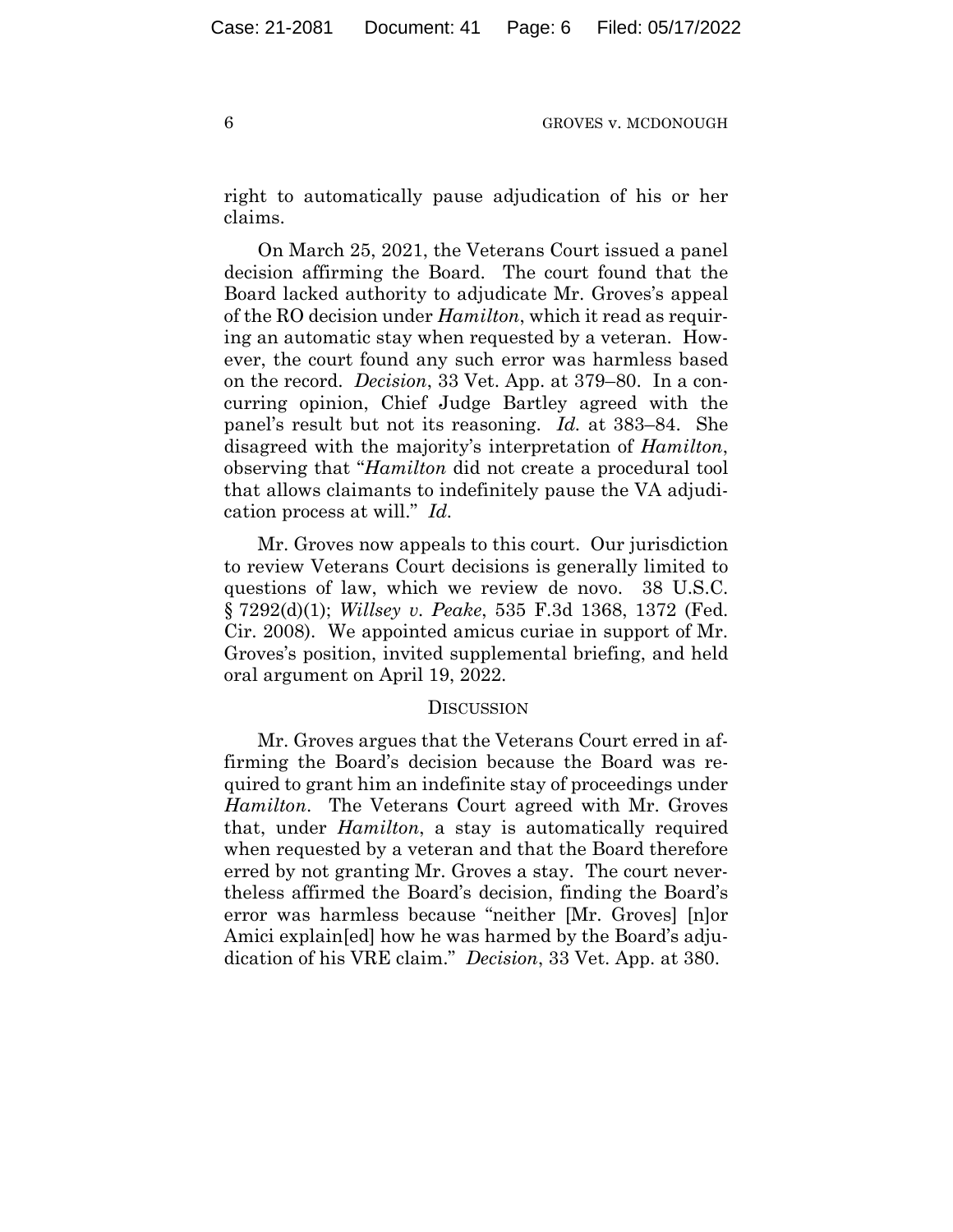right to automatically pause adjudication of his or her claims.

On March 25, 2021, the Veterans Court issued a panel decision affirming the Board. The court found that the Board lacked authority to adjudicate Mr. Groves's appeal of the RO decision under *Hamilton*, which it read as requiring an automatic stay when requested by a veteran. However, the court found any such error was harmless based on the record. *Decision*, 33 Vet. App. at 379–80. In a concurring opinion, Chief Judge Bartley agreed with the panel's result but not its reasoning. *Id.* at 383–84. She disagreed with the majority's interpretation of *Hamilton*, observing that "*Hamilton* did not create a procedural tool that allows claimants to indefinitely pause the VA adjudication process at will." *Id.*

Mr. Groves now appeals to this court. Our jurisdiction to review Veterans Court decisions is generally limited to questions of law, which we review de novo. 38 U.S.C. § 7292(d)(1); *Willsey v. Peake*, 535 F.3d 1368, 1372 (Fed. Cir. 2008). We appointed amicus curiae in support of Mr. Groves's position, invited supplemental briefing, and held oral argument on April 19, 2022.

## DISCUSSION

Mr. Groves argues that the Veterans Court erred in affirming the Board's decision because the Board was required to grant him an indefinite stay of proceedings under *Hamilton*. The Veterans Court agreed with Mr. Groves that, under *Hamilton*, a stay is automatically required when requested by a veteran and that the Board therefore erred by not granting Mr. Groves a stay. The court nevertheless affirmed the Board's decision, finding the Board's error was harmless because "neither [Mr. Groves] [n]or Amici explain[ed] how he was harmed by the Board's adjudication of his VRE claim." *Decision*, 33 Vet. App. at 380.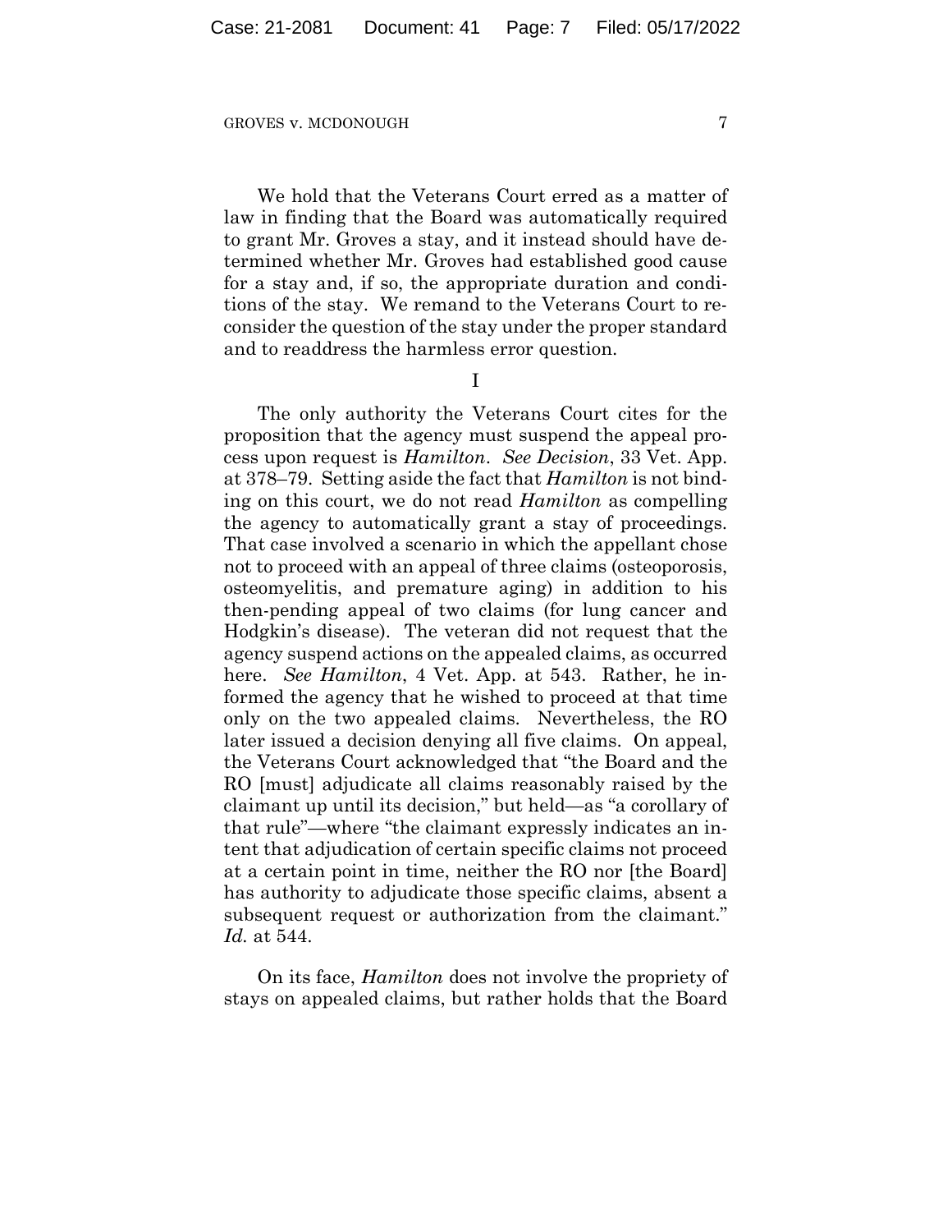We hold that the Veterans Court erred as a matter of law in finding that the Board was automatically required to grant Mr. Groves a stay, and it instead should have determined whether Mr. Groves had established good cause for a stay and, if so, the appropriate duration and conditions of the stay. We remand to the Veterans Court to reconsider the question of the stay under the proper standard and to readdress the harmless error question.

I

The only authority the Veterans Court cites for the proposition that the agency must suspend the appeal process upon request is *Hamilton*. *See Decision*, 33 Vet. App. at 378–79. Setting aside the fact that *Hamilton* is not binding on this court, we do not read *Hamilton* as compelling the agency to automatically grant a stay of proceedings. That case involved a scenario in which the appellant chose not to proceed with an appeal of three claims (osteoporosis, osteomyelitis, and premature aging) in addition to his then-pending appeal of two claims (for lung cancer and Hodgkin's disease). The veteran did not request that the agency suspend actions on the appealed claims, as occurred here. *See Hamilton*, 4 Vet. App. at 543. Rather, he informed the agency that he wished to proceed at that time only on the two appealed claims. Nevertheless, the RO later issued a decision denying all five claims. On appeal, the Veterans Court acknowledged that "the Board and the RO [must] adjudicate all claims reasonably raised by the claimant up until its decision," but held—as "a corollary of that rule"—where "the claimant expressly indicates an intent that adjudication of certain specific claims not proceed at a certain point in time, neither the RO nor [the Board] has authority to adjudicate those specific claims, absent a subsequent request or authorization from the claimant." *Id.* at 544.

On its face, *Hamilton* does not involve the propriety of stays on appealed claims, but rather holds that the Board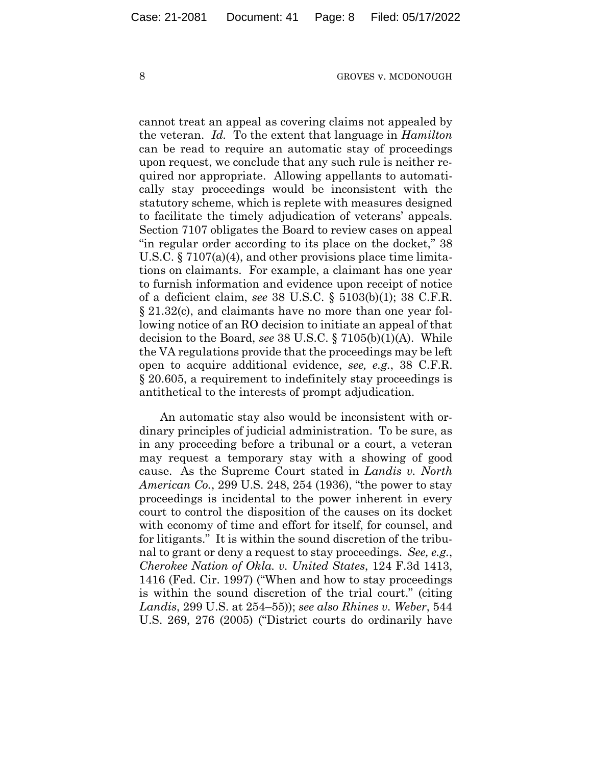cannot treat an appeal as covering claims not appealed by the veteran. *Id.* To the extent that language in *Hamilton* can be read to require an automatic stay of proceedings upon request, we conclude that any such rule is neither required nor appropriate. Allowing appellants to automatically stay proceedings would be inconsistent with the statutory scheme, which is replete with measures designed to facilitate the timely adjudication of veterans' appeals. Section 7107 obligates the Board to review cases on appeal "in regular order according to its place on the docket," 38 U.S.C. § 7107(a)(4), and other provisions place time limitations on claimants. For example, a claimant has one year to furnish information and evidence upon receipt of notice of a deficient claim, *see* 38 U.S.C. § 5103(b)(1); 38 C.F.R. § 21.32(c), and claimants have no more than one year following notice of an RO decision to initiate an appeal of that decision to the Board, *see* 38 U.S.C. § 7105(b)(1)(A). While the VA regulations provide that the proceedings may be left open to acquire additional evidence, *see, e.g.*, 38 C.F.R. § 20.605, a requirement to indefinitely stay proceedings is antithetical to the interests of prompt adjudication.

An automatic stay also would be inconsistent with ordinary principles of judicial administration. To be sure, as in any proceeding before a tribunal or a court, a veteran may request a temporary stay with a showing of good cause. As the Supreme Court stated in *Landis v. North American Co.*, 299 U.S. 248, 254 (1936), "the power to stay proceedings is incidental to the power inherent in every court to control the disposition of the causes on its docket with economy of time and effort for itself, for counsel, and for litigants." It is within the sound discretion of the tribunal to grant or deny a request to stay proceedings. *See, e.g.*, *Cherokee Nation of Okla. v. United States*, 124 F.3d 1413, 1416 (Fed. Cir. 1997) ("When and how to stay proceedings is within the sound discretion of the trial court." (citing *Landis*, 299 U.S. at 254–55)); *see also Rhines v. Weber*, 544 U.S. 269, 276 (2005) ("District courts do ordinarily have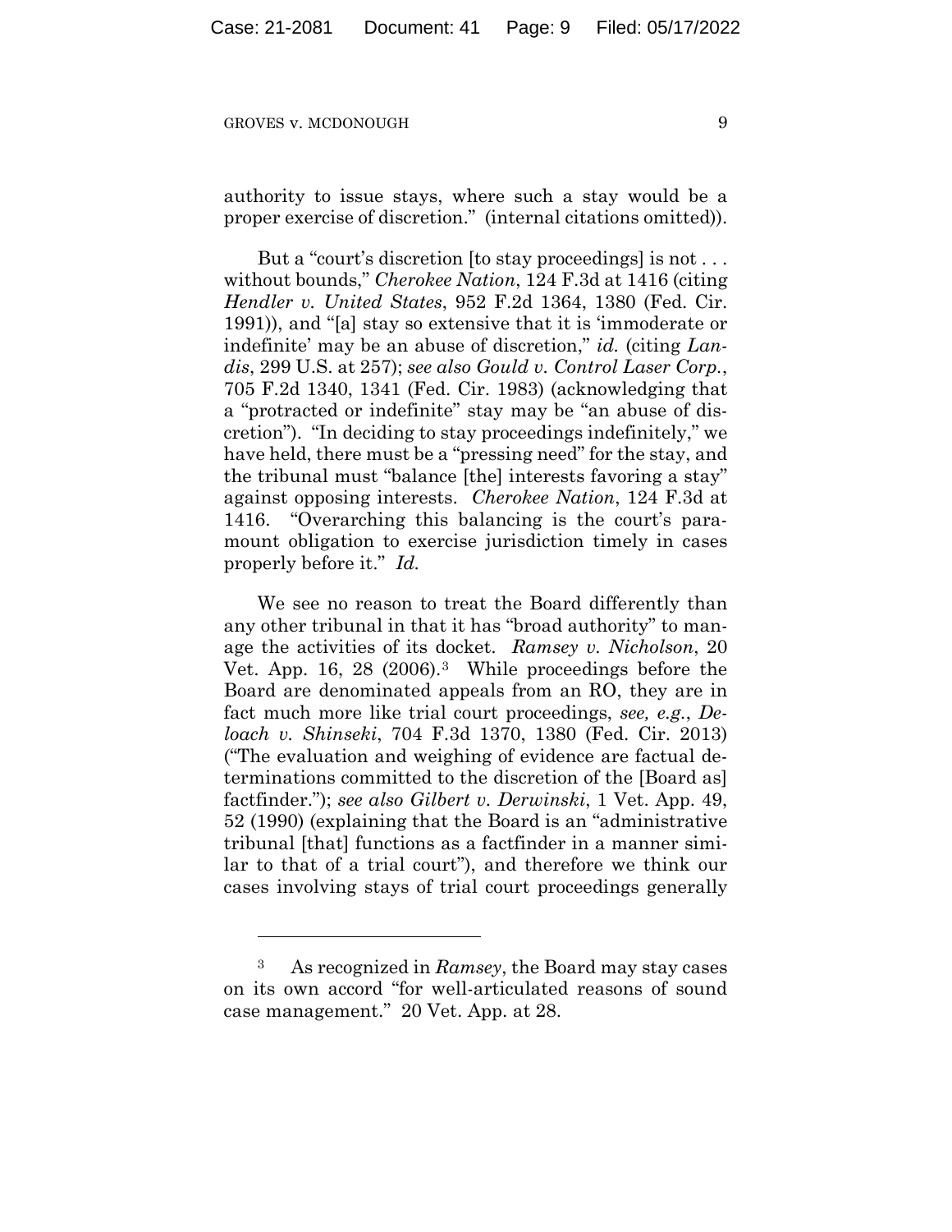authority to issue stays, where such a stay would be a proper exercise of discretion." (internal citations omitted)).

But a "court's discretion [to stay proceedings] is not . . . without bounds," *Cherokee Nation*, 124 F.3d at 1416 (citing *Hendler v. United States*, 952 F.2d 1364, 1380 (Fed. Cir. 1991)), and "[a] stay so extensive that it is 'immoderate or indefinite' may be an abuse of discretion," *id.* (citing *Landis*, 299 U.S. at 257); *see also Gould v. Control Laser Corp.*, 705 F.2d 1340, 1341 (Fed. Cir. 1983) (acknowledging that a "protracted or indefinite" stay may be "an abuse of discretion"). "In deciding to stay proceedings indefinitely," we have held, there must be a "pressing need" for the stay, and the tribunal must "balance [the] interests favoring a stay" against opposing interests. *Cherokee Nation*, 124 F.3d at 1416. "Overarching this balancing is the court's paramount obligation to exercise jurisdiction timely in cases properly before it." *Id.*

We see no reason to treat the Board differently than any other tribunal in that it has "broad authority" to manage the activities of its docket. *Ramsey v. Nicholson*, 20 Vet. App. 16, 28 (2006).[3] While proceedings before the Board are denominated appeals from an RO, they are in fact much more like trial court proceedings, *see, e.g.*, *Deloach v. Shinseki*, 704 F.3d 1370, 1380 (Fed. Cir. 2013) ("The evaluation and weighing of evidence are factual determinations committed to the discretion of the [Board as] factfinder."); *see also Gilbert v. Derwinski*, 1 Vet. App. 49, 52 (1990) (explaining that the Board is an "administrative tribunal [that] functions as a factfinder in a manner similar to that of a trial court"), and therefore we think our cases involving stays of trial court proceedings generally

---

[3] As recognized in *Ramsey*, the Board may stay cases on its own accord "for well-articulated reasons of sound case management." 20 Vet. App. at 28.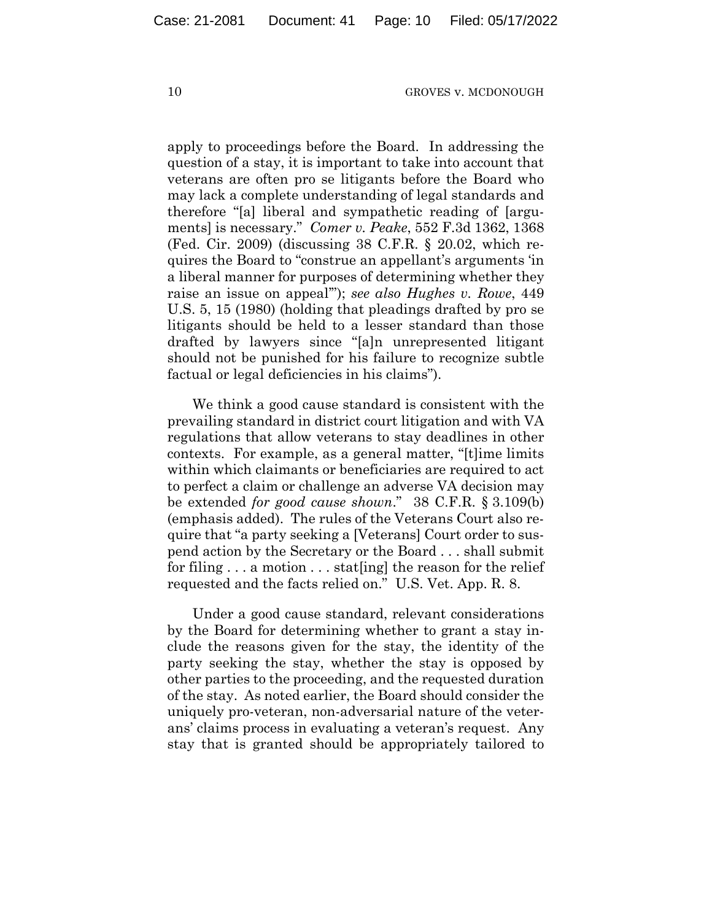apply to proceedings before the Board. In addressing the question of a stay, it is important to take into account that veterans are often pro se litigants before the Board who may lack a complete understanding of legal standards and therefore "[a] liberal and sympathetic reading of [arguments] is necessary." *Comer v. Peake*, 552 F.3d 1362, 1368 (Fed. Cir. 2009) (discussing 38 C.F.R. § 20.02, which requires the Board to "construe an appellant's arguments 'in a liberal manner for purposes of determining whether they raise an issue on appeal'"); *see also Hughes v. Rowe*, 449 U.S. 5, 15 (1980) (holding that pleadings drafted by pro se litigants should be held to a lesser standard than those drafted by lawyers since "[a]n unrepresented litigant should not be punished for his failure to recognize subtle factual or legal deficiencies in his claims").

We think a good cause standard is consistent with the prevailing standard in district court litigation and with VA regulations that allow veterans to stay deadlines in other contexts. For example, as a general matter, "[t]ime limits within which claimants or beneficiaries are required to act to perfect a claim or challenge an adverse VA decision may be extended *for good cause shown*." 38 C.F.R. § 3.109(b) (emphasis added). The rules of the Veterans Court also require that "a party seeking a [Veterans] Court order to suspend action by the Secretary or the Board . . . shall submit for filing . . . a motion . . . stat[ing] the reason for the relief requested and the facts relied on." U.S. Vet. App. R. 8.

Under a good cause standard, relevant considerations by the Board for determining whether to grant a stay include the reasons given for the stay, the identity of the party seeking the stay, whether the stay is opposed by other parties to the proceeding, and the requested duration of the stay. As noted earlier, the Board should consider the uniquely pro-veteran, non-adversarial nature of the veterans' claims process in evaluating a veteran's request. Any stay that is granted should be appropriately tailored to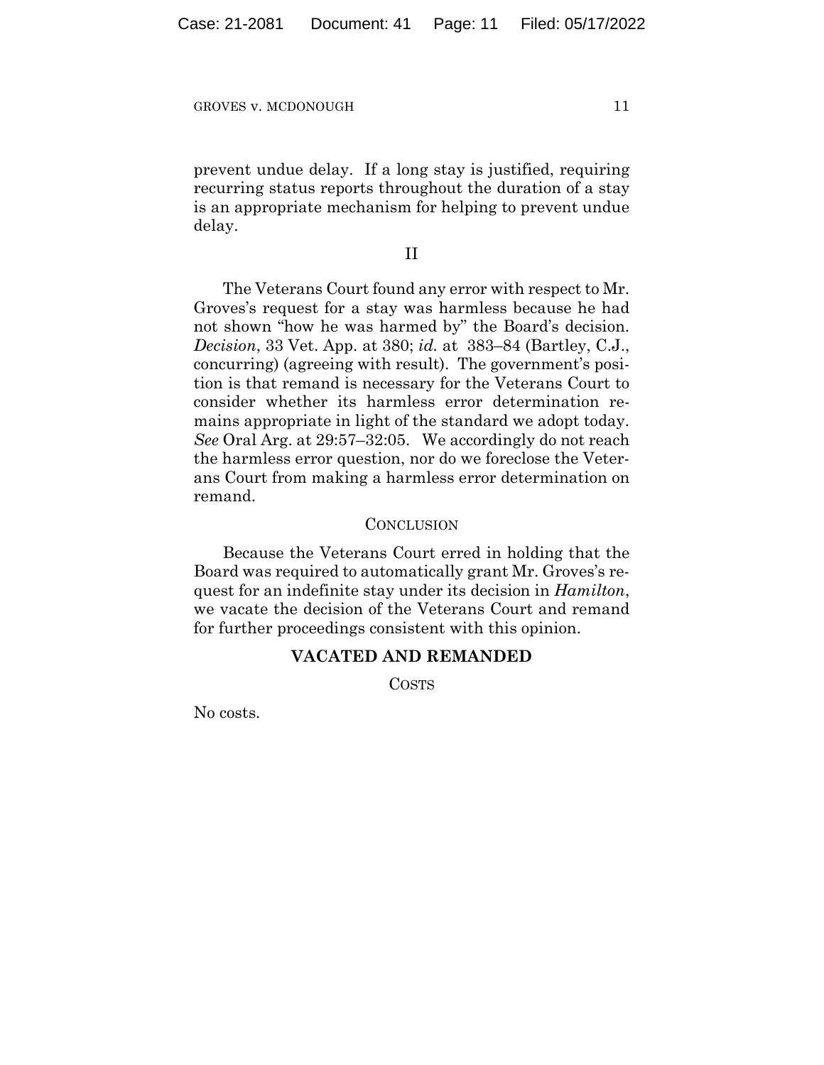prevent undue delay. If a long stay is justified, requiring recurring status reports throughout the duration of a stay is an appropriate mechanism for helping to prevent undue delay.

## II

The Veterans Court found any error with respect to Mr. Groves's request for a stay was harmless because he had not shown "how he was harmed by" the Board's decision. *Decision*, 33 Vet. App. at 380; *id.* at 383–84 (Bartley, C.J., concurring) (agreeing with result). The government's position is that remand is necessary for the Veterans Court to consider whether its harmless error determination remains appropriate in light of the standard we adopt today. *See* Oral Arg. at 29:57–32:05. We accordingly do not reach the harmless error question, nor do we foreclose the Veterans Court from making a harmless error determination on remand.

## CONCLUSION

Because the Veterans Court erred in holding that the Board was required to automatically grant Mr. Groves's request for an indefinite stay under its decision in *Hamilton*, we vacate the decision of the Veterans Court and remand for further proceedings consistent with this opinion.

**VACATED AND REMANDED**

COSTS

No costs.